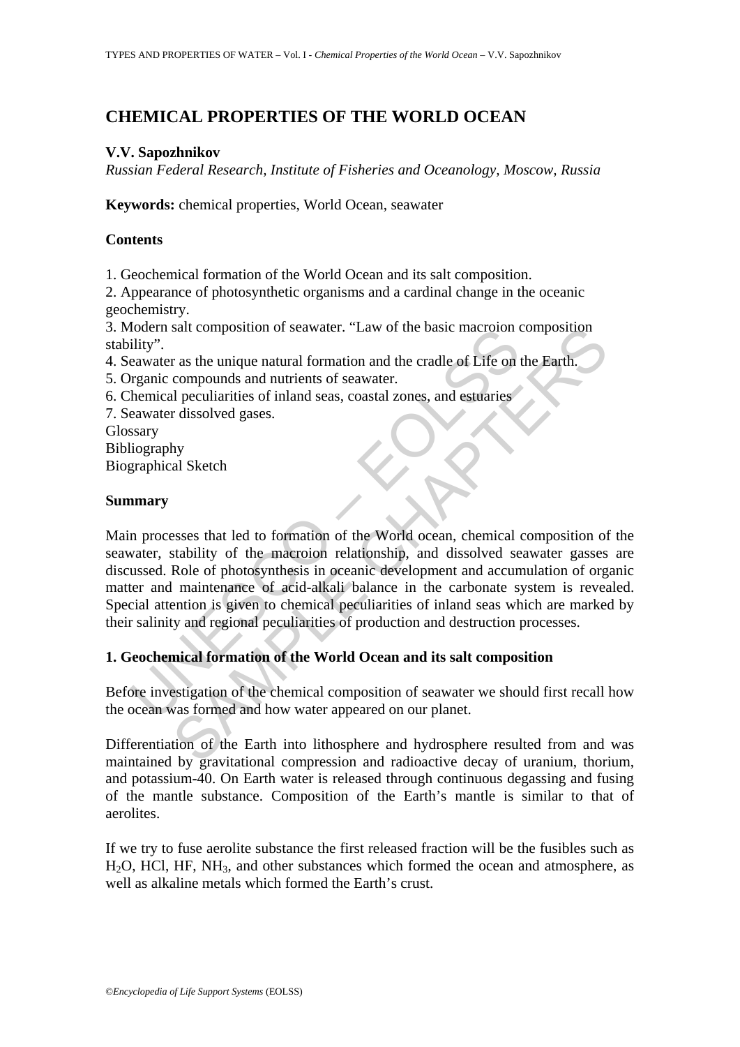# CHEMICAL PROPERTIES OF THE WORLD OCEAN

**V.V. Sapozhnikov**

*Russian Federal Research, Institute of Fisheries and Oceanology, Moscow, Russia*

**Keywords:** chemical properties, World Ocean, seawater

## Contents

1. Geochemical formation of the World Ocean and its salt composition.
2. Appearance of photosynthetic organisms and a cardinal change in the oceanic geochemistry.
3. Modern salt composition of seawater. "Law of the basic macroion composition stability".
4. Seawater as the unique natural formation and the cradle of Life on the Earth.
5. Organic compounds and nutrients of seawater.
6. Chemical peculiarities of inland seas, coastal zones, and estuaries
7. Seawater dissolved gases.

Glossary
Bibliography
Biographical Sketch

## Summary

Main processes that led to formation of the World ocean, chemical composition of the seawater, stability of the macroion relationship, and dissolved seawater gasses are discussed. Role of photosynthesis in oceanic development and accumulation of organic matter and maintenance of acid-alkali balance in the carbonate system is revealed. Special attention is given to chemical peculiarities of inland seas which are marked by their salinity and regional peculiarities of production and destruction processes.

## 1. Geochemical formation of the World Ocean and its salt composition

Before investigation of the chemical composition of seawater we should first recall how the ocean was formed and how water appeared on our planet.

Differentiation of the Earth into lithosphere and hydrosphere resulted from and was maintained by gravitational compression and radioactive decay of uranium, thorium, and potassium-40. On Earth water is released through continuous degassing and fusing of the mantle substance. Composition of the Earth's mantle is similar to that of aerolites.

If we try to fuse aerolite substance the first released fraction will be the fusibles such as $H_2O$, $HCl$, $HF$, $NH_3$, and other substances which formed the ocean and atmosphere, as well as alkaline metals which formed the Earth's crust.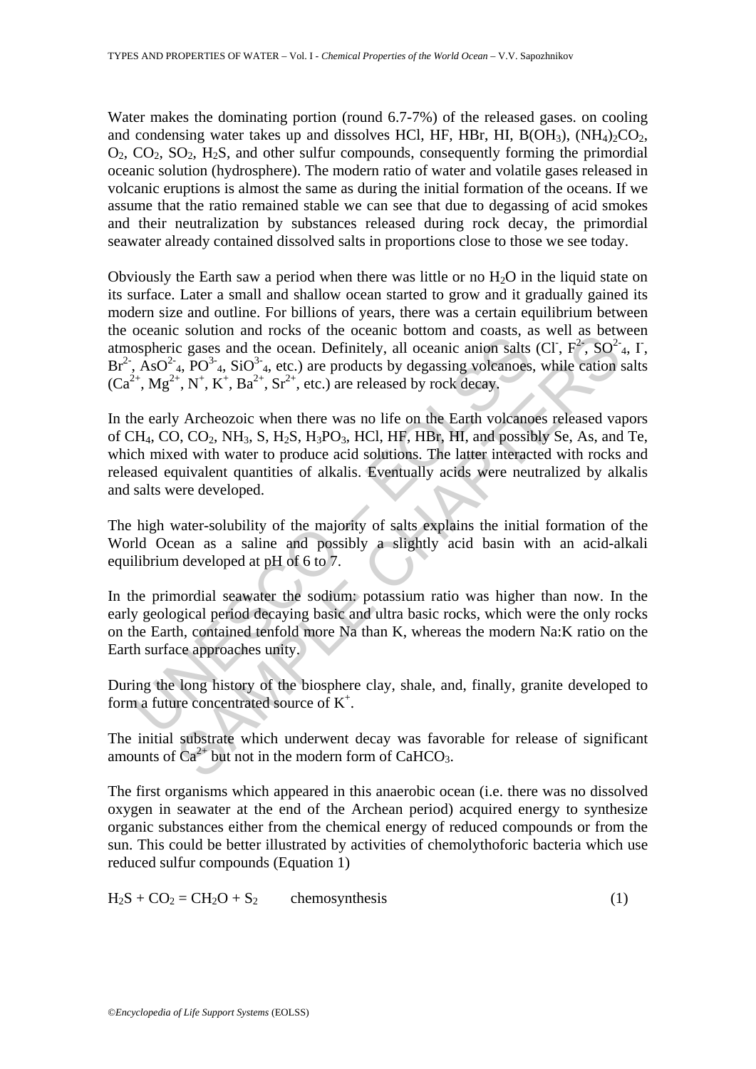Water makes the dominating portion (round 6.7-7%) of the released gases. on cooling and condensing water takes up and dissolves HCl, HF, HBr, HI, $B(OH_3)$, $(NH_4)_2CO_2$, $O_2$, $CO_2$, $SO_2$, $H_2S$, and other sulfur compounds, consequently forming the primordial oceanic solution (hydrosphere). The modern ratio of water and volatile gases released in volcanic eruptions is almost the same as during the initial formation of the oceans. If we assume that the ratio remained stable we can see that due to degassing of acid smokes and their neutralization by substances released during rock decay, the primordial seawater already contained dissolved salts in proportions close to those we see today.

Obviously the Earth saw a period when there was little or no $H_2O$ in the liquid state on its surface. Later a small and shallow ocean started to grow and it gradually gained its modern size and outline. For billions of years, there was a certain equilibrium between the oceanic solution and rocks of the oceanic bottom and coasts, as well as between atmospheric gases and the ocean. Definitely, all oceanic anion salts ($Cl^-$, $F^{2-}$, $SO^{2-}_4$, $I^-$, $Br^{2-}$, $AsO^{2-}_4$, $PO^{3-}_4$, $SiO^{3-}_4$, etc.) are products by degassing volcanoes, while cation salts ($Ca^{2+}$, $Mg^{2+}$, $N^+$, $K^+$, $Ba^{2+}$, $Sr^{2+}$, etc.) are released by rock decay.

In the early Archeozoic when there was no life on the Earth volcanoes released vapors of $CH_4$, CO, $CO_2$, $NH_3$, S, $H_2S$, $H_3PO_3$, HCl, HF, HBr, HI, and possibly Se, As, and Te, which mixed with water to produce acid solutions. The latter interacted with rocks and released equivalent quantities of alkalis. Eventually acids were neutralized by alkalis and salts were developed.

The high water-solubility of the majority of salts explains the initial formation of the World Ocean as a saline and possibly a slightly acid basin with an acid-alkali equilibrium developed at pH of 6 to 7.

In the primordial seawater the sodium: potassium ratio was higher than now. In the early geological period decaying basic and ultra basic rocks, which were the only rocks on the Earth, contained tenfold more Na than K, whereas the modern Na:K ratio on the Earth surface approaches unity.

During the long history of the biosphere clay, shale, and, finally, granite developed to form a future concentrated source of $K^+$.

The initial substrate which underwent decay was favorable for release of significant amounts of $Ca^{2+}$ but not in the modern form of $CaHCO_3$.

The first organisms which appeared in this anaerobic ocean (i.e. there was no dissolved oxygen in seawater at the end of the Archean period) acquired energy to synthesize organic substances either from the chemical energy of reduced compounds or from the sun. This could be better illustrated by activities of chemolythoforic bacteria which use reduced sulfur compounds (Equation 1)

$$H_2S + CO_2 = CH_2O + S_2 \qquad \text{chemosynthesis} \qquad (1)$$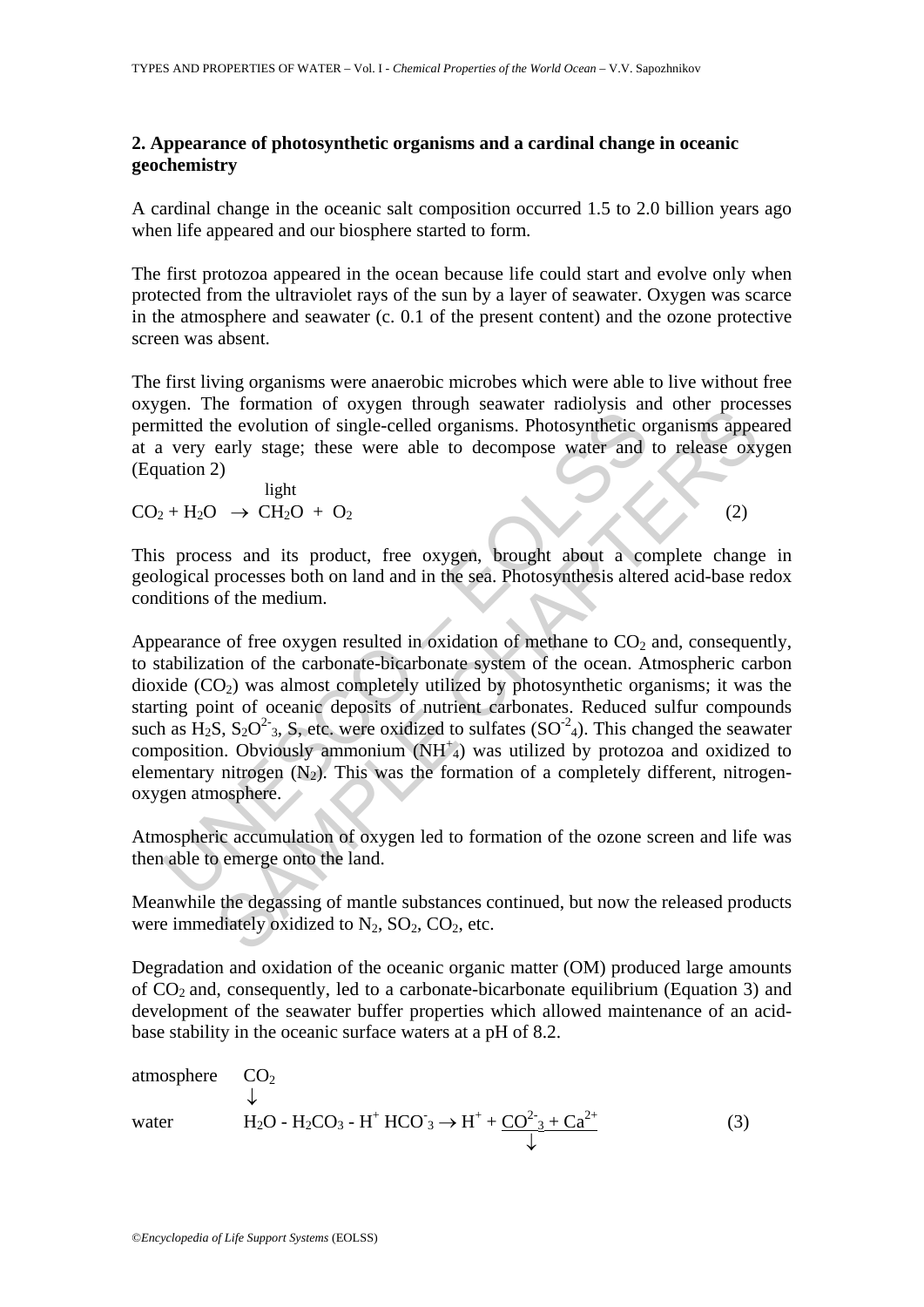## 2. Appearance of photosynthetic organisms and a cardinal change in oceanic geochemistry

A cardinal change in the oceanic salt composition occurred 1.5 to 2.0 billion years ago when life appeared and our biosphere started to form.

The first protozoa appeared in the ocean because life could start and evolve only when protected from the ultraviolet rays of the sun by a layer of seawater. Oxygen was scarce in the atmosphere and seawater (c. 0.1 of the present content) and the ozone protective screen was absent.

The first living organisms were anaerobic microbes which were able to live without free oxygen. The formation of oxygen through seawater radiolysis and other processes permitted the evolution of single-celled organisms. Photosynthetic organisms appeared at a very early stage; these were able to decompose water and to release oxygen (Equation 2)

$$CO_2 + H_2O \xrightarrow{\text{light}} CH_2O + O_2 \tag{2}$$

This process and its product, free oxygen, brought about a complete change in geological processes both on land and in the sea. Photosynthesis altered acid-base redox conditions of the medium.

Appearance of free oxygen resulted in oxidation of methane to $CO_2$ and, consequently, to stabilization of the carbonate-bicarbonate system of the ocean. Atmospheric carbon dioxide ($CO_2$) was almost completely utilized by photosynthetic organisms; it was the starting point of oceanic deposits of nutrient carbonates. Reduced sulfur compounds such as $H_2S$, $S_2O^{2-}_3$, S, etc. were oxidized to sulfates ($SO^{-2}_4$). This changed the seawater composition. Obviously ammonium ($NH^+_4$) was utilized by protozoa and oxidized to elementary nitrogen ($N_2$). This was the formation of a completely different, nitrogen-oxygen atmosphere.

Atmospheric accumulation of oxygen led to formation of the ozone screen and life was then able to emerge onto the land.

Meanwhile the degassing of mantle substances continued, but now the released products were immediately oxidized to $N_2$, $SO_2$, $CO_2$, etc.

Degradation and oxidation of the oceanic organic matter (OM) produced large amounts of $CO_2$ and, consequently, led to a carbonate-bicarbonate equilibrium (Equation 3) and development of the seawater buffer properties which allowed maintenance of an acid-base stability in the oceanic surface waters at a pH of 8.2.

$$\begin{array}{ll} \text{atmosphere} & CO_2 \\ & \downarrow \\ \text{water} & H_2O - H_2CO_3 - H^+ \; HCO^-_3 \rightarrow H^+ + \underline{CO^{2-}_3 + Ca^{2+}} \\ & \qquad\qquad\qquad\qquad\qquad\qquad\quad \downarrow \end{array} \tag{3}$$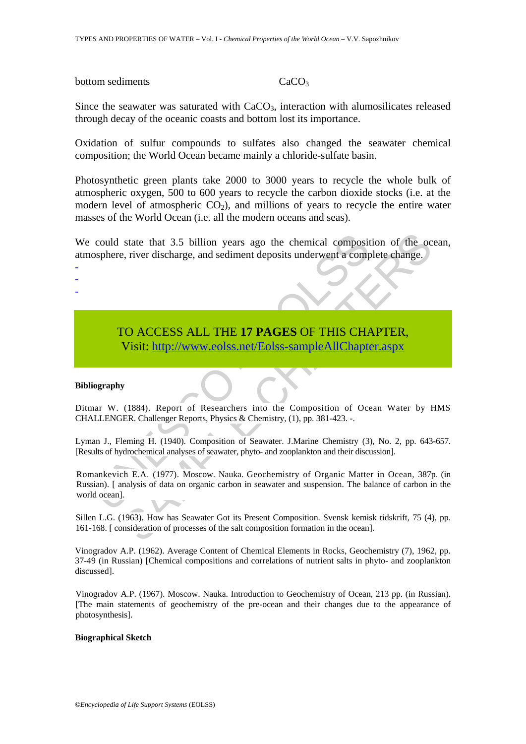bottom sediments $CaCO_3$

Since the seawater was saturated with $CaCO_3$, interaction with alumosilicates released through decay of the oceanic coasts and bottom lost its importance.

Oxidation of sulfur compounds to sulfates also changed the seawater chemical composition; the World Ocean became mainly a chloride-sulfate basin.

Photosynthetic green plants take 2000 to 3000 years to recycle the whole bulk of atmospheric oxygen, 500 to 600 years to recycle the carbon dioxide stocks (i.e. at the modern level of atmospheric $CO_2$), and millions of years to recycle the entire water masses of the World Ocean (i.e. all the modern oceans and seas).

We could state that 3.5 billion years ago the chemical composition of the ocean, atmosphere, river discharge, and sediment deposits underwent a complete change.

-
-
-

TO ACCESS ALL THE **17 PAGES** OF THIS CHAPTER,
Visit: http://www.eolss.net/Eolss-sampleAllChapter.aspx

**Bibliography**

Ditmar W. (1884). Report of Researchers into the Composition of Ocean Water by HMS CHALLENGER. Challenger Reports, Physics & Chemistry, (1), pp. 381-423. -.

Lyman J., Fleming H. (1940). Composition of Seawater. J.Marine Chemistry (3), No. 2, pp. 643-657. [Results of hydrochemical analyses of seawater, phyto- and zooplankton and their discussion].

Romankevich E.A. (1977). Moscow. Nauka. Geochemistry of Organic Matter in Ocean, 387p. (in Russian). [ analysis of data on organic carbon in seawater and suspension. The balance of carbon in the world ocean].

Sillen L.G. (1963). How has Seawater Got its Present Composition. Svensk kemisk tidskrift, 75 (4), pp. 161-168. [ consideration of processes of the salt composition formation in the ocean].

Vinogradov A.P. (1962). Average Content of Chemical Elements in Rocks, Geochemistry (7), 1962, pp. 37-49 (in Russian) [Chemical compositions and correlations of nutrient salts in phyto- and zooplankton discussed].

Vinogradov A.P. (1967). Moscow. Nauka. Introduction to Geochemistry of Ocean, 213 pp. (in Russian). [The main statements of geochemistry of the pre-ocean and their changes due to the appearance of photosynthesis].

**Biographical Sketch**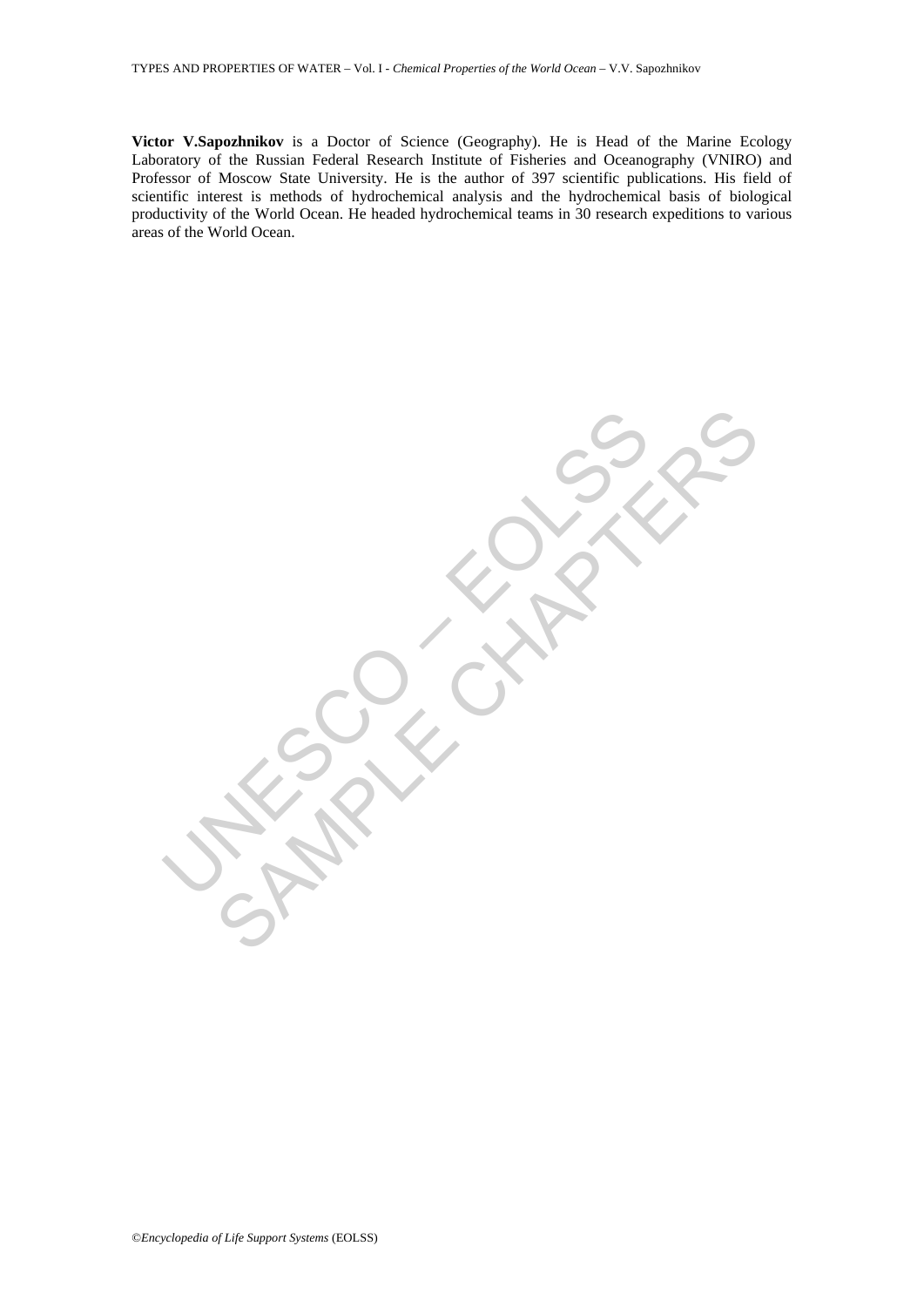**Victor V.Sapozhnikov** is a Doctor of Science (Geography). He is Head of the Marine Ecology Laboratory of the Russian Federal Research Institute of Fisheries and Oceanography (VNIRO) and Professor of Moscow State University. He is the author of 397 scientific publications. His field of scientific interest is methods of hydrochemical analysis and the hydrochemical basis of biological productivity of the World Ocean. He headed hydrochemical teams in 30 research expeditions to various areas of the World Ocean.